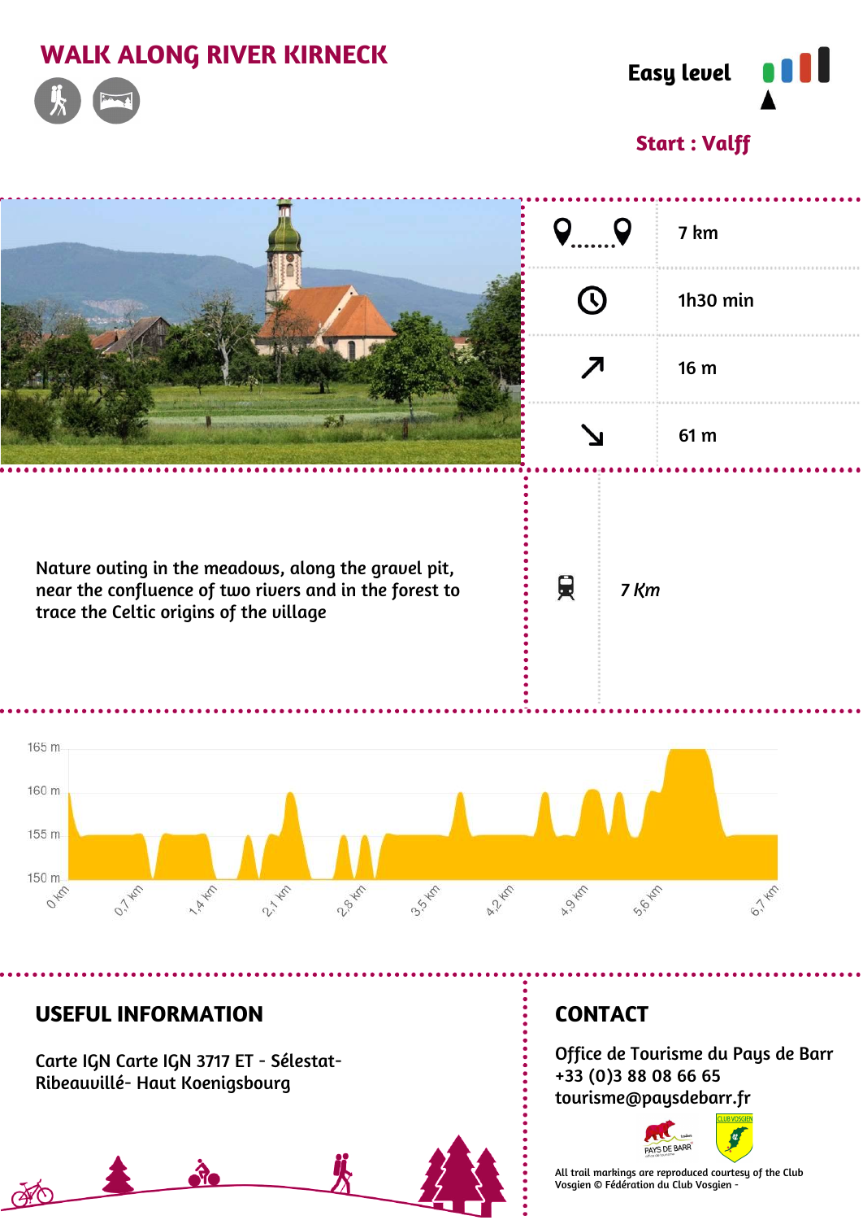# WALK ALONG RIVER KIRNECK

**Easy level**

**Start : Valff**

| | |
|---|---|
| Distance | 7 km |
| Duration | 1h30 min |
| Ascent | 16 m |
| Descent | 61 m |

Nature outing in the meadows, along the gravel pit, near the confluence of two rivers and in the forest to trace the Celtic origins of the village

Train: *7 Km*

165 m
160 m
155 m
150 m

0 km, 0,7 km, 1,4 km, 2,1 km, 2,8 km, 3,5 km, 4,2 km, 4,9 km, 5,6 km, 6,7 km

## USEFUL INFORMATION

Carte IGN Carte IGN 3717 ET - Sélestat-Ribeauvillé- Haut Koenigsbourg

## CONTACT

Office de Tourisme du Pays de Barr
+33 (0)3 88 08 66 65
tourisme@paysdebarr.fr

All trail markings are reproduced courtesy of the Club Vosgien © Fédération du Club Vosgien -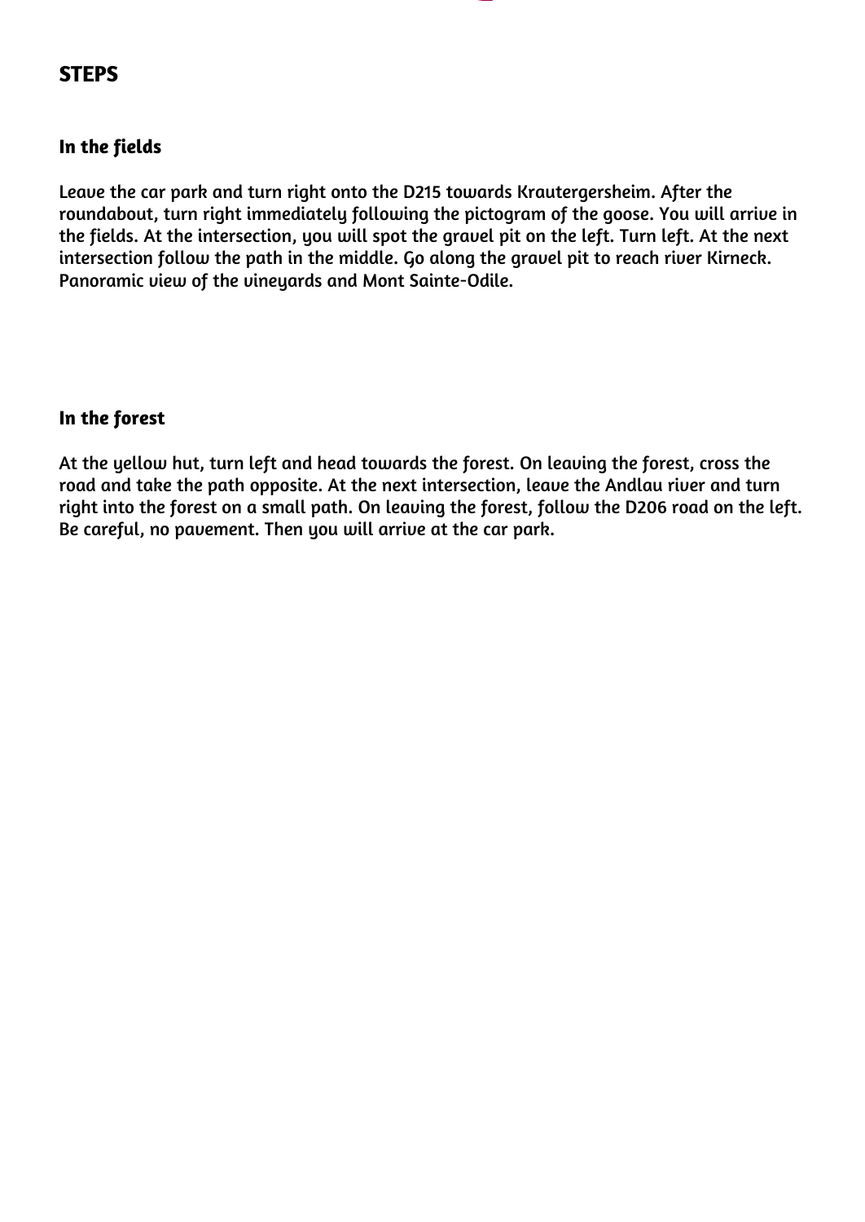## STEPS

### In the fields

Leave the car park and turn right onto the D215 towards Krautergersheim. After the roundabout, turn right immediately following the pictogram of the goose. You will arrive in the fields. At the intersection, you will spot the gravel pit on the left. Turn left. At the next intersection follow the path in the middle. Go along the gravel pit to reach river Kirneck. Panoramic view of the vineyards and Mont Sainte-Odile.

### In the forest

At the yellow hut, turn left and head towards the forest. On leaving the forest, cross the road and take the path opposite. At the next intersection, leave the Andlau river and turn right into the forest on a small path. On leaving the forest, follow the D206 road on the left. Be careful, no pavement. Then you will arrive at the car park.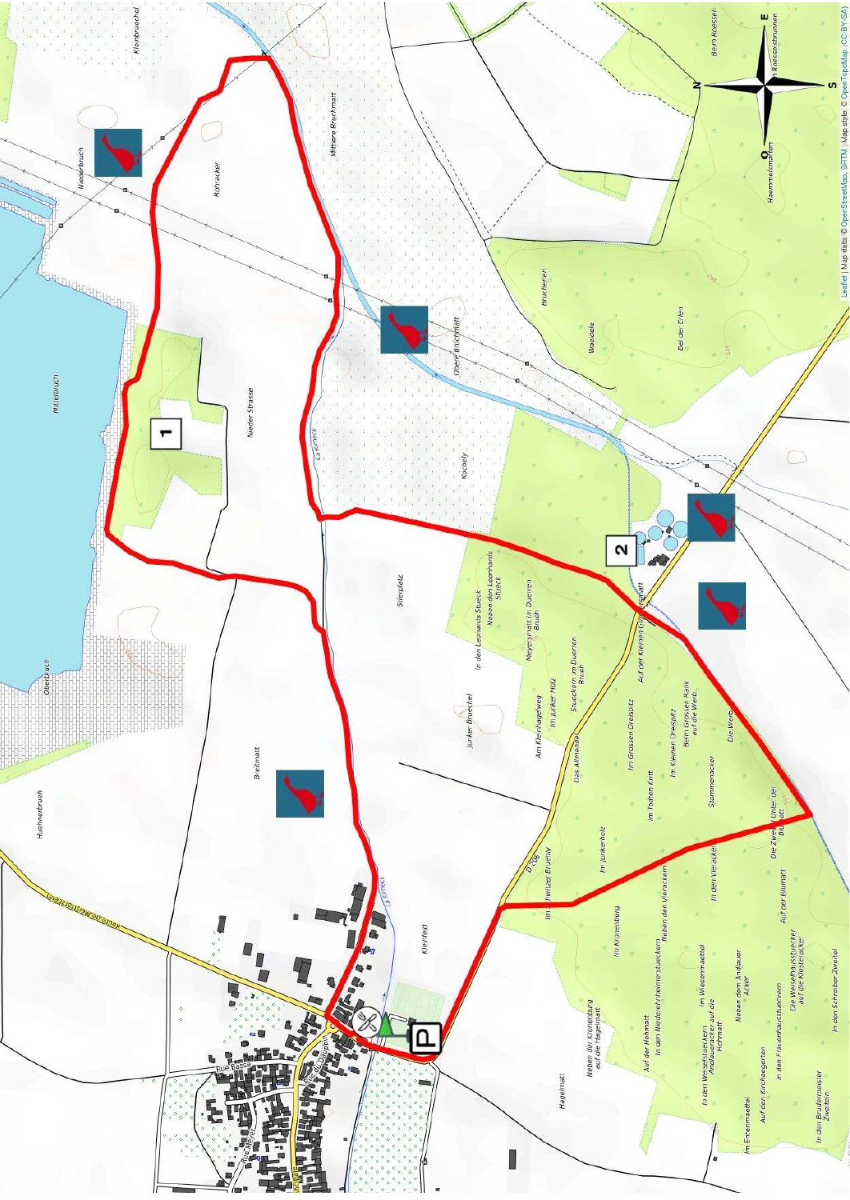Kleinbruechel
Niederbruch
Rohracker
Mittlere Bruchmatt
Mittelbruch
1
Nieder Strasse
Obere Bruchmatt
Bruchenen
Waedele
Bei der Erlen
Beim Roessel
Roessenbrunnen
Haemmelmatten
N
E
S
O
Kochely
La Zinneck
Stierplatz
2
In den Leonhards Stueck
Neben den Leonhards Stueck
Meyersmatt im Duerren Bruch
Am Kleinhagelweg
Im Junker Holz
Stueckern im Duerren Bruch
Auf der Kleinen Glockenmatt
Oberbruch
Huehnerbruch
Breitmatt
Junker Bruechel
Das Allmendel
Im Grossen Dreispitz
Im Kleinen Dreispitz
Beim Grossen Rank auf die Werb
Die Werb
Im Toden Kritt
Im Junkerholz
Stammenacker
D 216
Im Schwitzer Bruelly
Im Kronenburg
Neben den Vierackern
In den Vierackern
Die Zweilen Unter der Blumatt
Auf der Blumatt
Kleinfeld
Rue Basse
Hagelmatt
Neben der Kronenburg auf die Hagelmatt
Auf der Hohmatt
In den Niederfrühmerstueckern
In den Weiselstueckern
Andlaueracker auf die Hohmatt
Im Wiesenmaettel
Neben dem Andlauer Acker
In den Frauenhausstueckern
Die Weiselhausstuecker auf die Klosteracker
Im Entenmaettel
Auf den Kirchegaerten
In den Brudermeister Zweilen
In den Schreiber Zweilel
P
Leaflet | Map data © OpenStreetMap, SRTM | Map style © OpenTopoMap (CC-BY-SA)